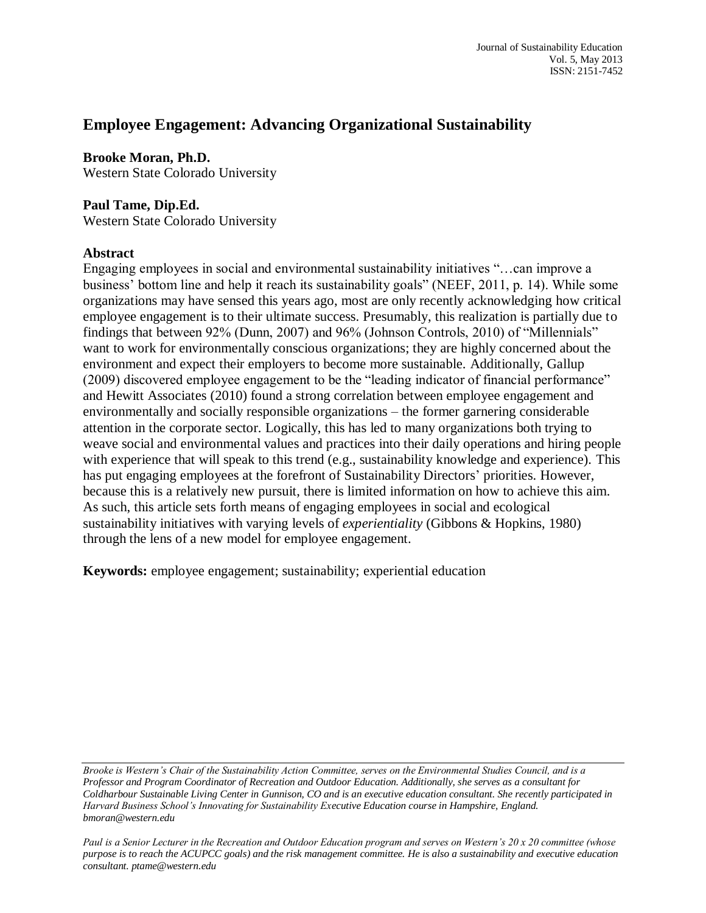# Employee Engagement: Advancing Organizational Sustainability

**Brooke Moran, Ph.D.**
Western State Colorado University

**Paul Tame, Dip.Ed.**
Western State Colorado University

## Abstract

Engaging employees in social and environmental sustainability initiatives "…can improve a business' bottom line and help it reach its sustainability goals" (NEEF, 2011, p. 14). While some organizations may have sensed this years ago, most are only recently acknowledging how critical employee engagement is to their ultimate success. Presumably, this realization is partially due to findings that between 92% (Dunn, 2007) and 96% (Johnson Controls, 2010) of "Millennials" want to work for environmentally conscious organizations; they are highly concerned about the environment and expect their employers to become more sustainable. Additionally, Gallup (2009) discovered employee engagement to be the "leading indicator of financial performance" and Hewitt Associates (2010) found a strong correlation between employee engagement and environmentally and socially responsible organizations – the former garnering considerable attention in the corporate sector. Logically, this has led to many organizations both trying to weave social and environmental values and practices into their daily operations and hiring people with experience that will speak to this trend (e.g., sustainability knowledge and experience). This has put engaging employees at the forefront of Sustainability Directors' priorities. However, because this is a relatively new pursuit, there is limited information on how to achieve this aim. As such, this article sets forth means of engaging employees in social and ecological sustainability initiatives with varying levels of *experientiality* (Gibbons & Hopkins, 1980) through the lens of a new model for employee engagement.

**Keywords:** employee engagement; sustainability; experiential education

---

*Brooke is Western's Chair of the Sustainability Action Committee, serves on the Environmental Studies Council, and is a Professor and Program Coordinator of Recreation and Outdoor Education. Additionally, she serves as a consultant for Coldharbour Sustainable Living Center in Gunnison, CO and is an executive education consultant. She recently participated in Harvard Business School's Innovating for Sustainability Executive Education course in Hampshire, England. bmoran@western.edu*

*Paul is a Senior Lecturer in the Recreation and Outdoor Education program and serves on Western's 20 x 20 committee (whose purpose is to reach the ACUPCC goals) and the risk management committee. He is also a sustainability and executive education consultant. ptame@western.edu*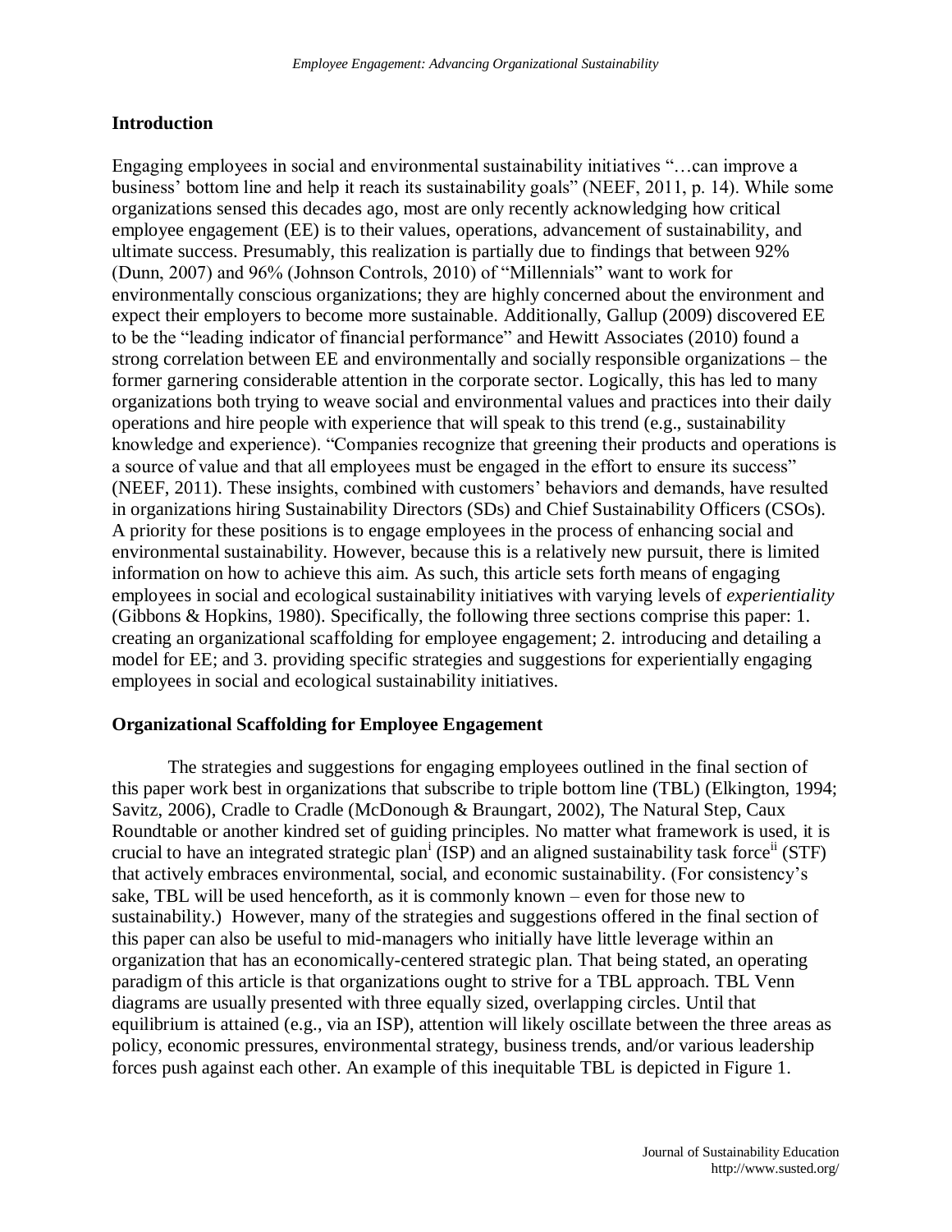## Introduction

Engaging employees in social and environmental sustainability initiatives "…can improve a business' bottom line and help it reach its sustainability goals" (NEEF, 2011, p. 14). While some organizations sensed this decades ago, most are only recently acknowledging how critical employee engagement (EE) is to their values, operations, advancement of sustainability, and ultimate success. Presumably, this realization is partially due to findings that between 92% (Dunn, 2007) and 96% (Johnson Controls, 2010) of "Millennials" want to work for environmentally conscious organizations; they are highly concerned about the environment and expect their employers to become more sustainable. Additionally, Gallup (2009) discovered EE to be the "leading indicator of financial performance" and Hewitt Associates (2010) found a strong correlation between EE and environmentally and socially responsible organizations – the former garnering considerable attention in the corporate sector. Logically, this has led to many organizations both trying to weave social and environmental values and practices into their daily operations and hire people with experience that will speak to this trend (e.g., sustainability knowledge and experience). "Companies recognize that greening their products and operations is a source of value and that all employees must be engaged in the effort to ensure its success" (NEEF, 2011). These insights, combined with customers' behaviors and demands, have resulted in organizations hiring Sustainability Directors (SDs) and Chief Sustainability Officers (CSOs). A priority for these positions is to engage employees in the process of enhancing social and environmental sustainability. However, because this is a relatively new pursuit, there is limited information on how to achieve this aim. As such, this article sets forth means of engaging employees in social and ecological sustainability initiatives with varying levels of *experientiality* (Gibbons & Hopkins, 1980). Specifically, the following three sections comprise this paper: 1. creating an organizational scaffolding for employee engagement; 2. introducing and detailing a model for EE; and 3. providing specific strategies and suggestions for experientially engaging employees in social and ecological sustainability initiatives.

## Organizational Scaffolding for Employee Engagement

The strategies and suggestions for engaging employees outlined in the final section of this paper work best in organizations that subscribe to triple bottom line (TBL) (Elkington, 1994; Savitz, 2006), Cradle to Cradle (McDonough & Braungart, 2002), The Natural Step, Caux Roundtable or another kindred set of guiding principles. No matter what framework is used, it is crucial to have an integrated strategic plan[i] (ISP) and an aligned sustainability task force[ii] (STF) that actively embraces environmental, social, and economic sustainability. (For consistency's sake, TBL will be used henceforth, as it is commonly known – even for those new to sustainability.) However, many of the strategies and suggestions offered in the final section of this paper can also be useful to mid-managers who initially have little leverage within an organization that has an economically-centered strategic plan. That being stated, an operating paradigm of this article is that organizations ought to strive for a TBL approach. TBL Venn diagrams are usually presented with three equally sized, overlapping circles. Until that equilibrium is attained (e.g., via an ISP), attention will likely oscillate between the three areas as policy, economic pressures, environmental strategy, business trends, and/or various leadership forces push against each other. An example of this inequitable TBL is depicted in Figure 1.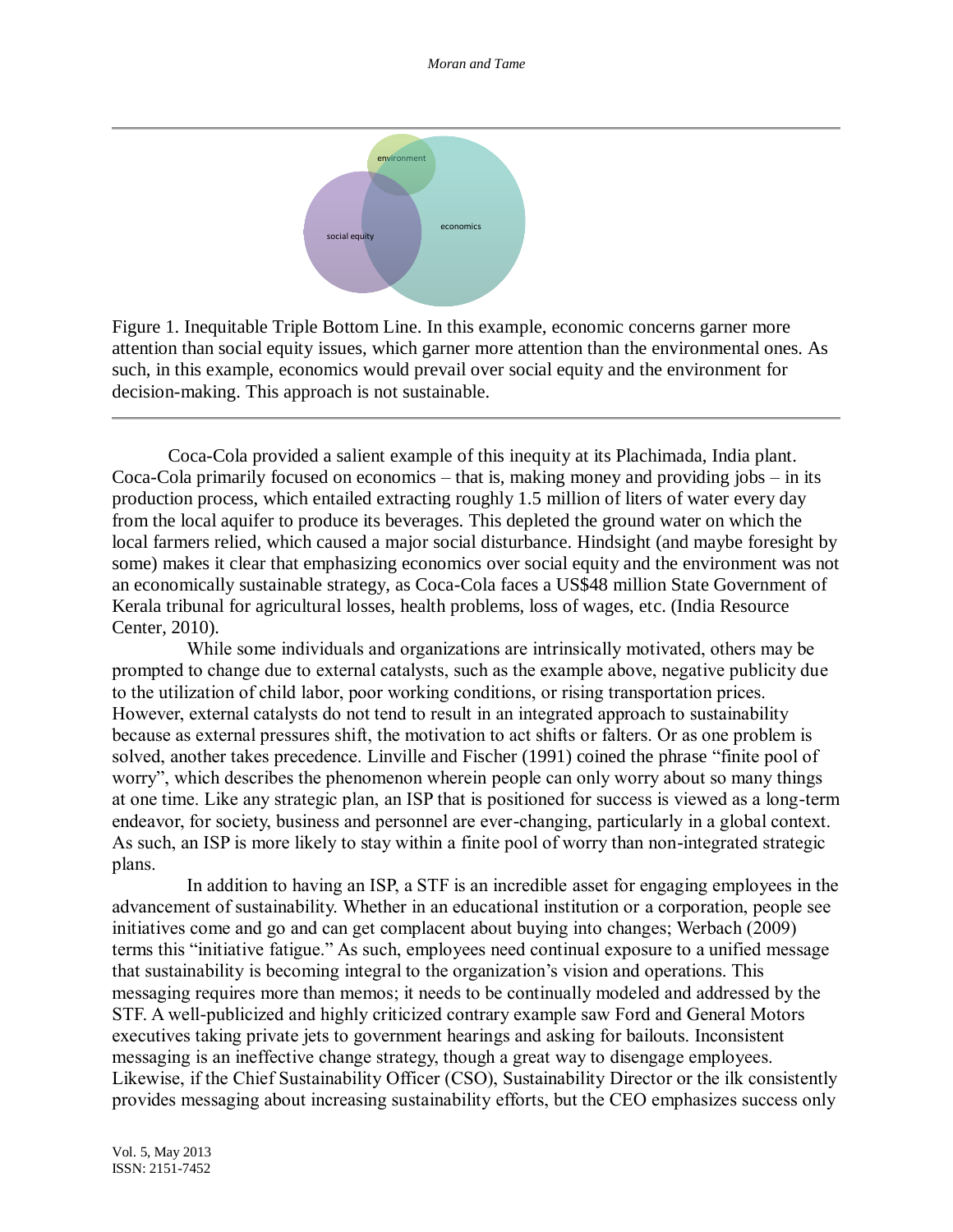Figure 1. Inequitable Triple Bottom Line. In this example, economic concerns garner more attention than social equity issues, which garner more attention than the environmental ones. As such, in this example, economics would prevail over social equity and the environment for decision-making. This approach is not sustainable.

Coca-Cola provided a salient example of this inequity at its Plachimada, India plant. Coca-Cola primarily focused on economics – that is, making money and providing jobs – in its production process, which entailed extracting roughly 1.5 million of liters of water every day from the local aquifer to produce its beverages. This depleted the ground water on which the local farmers relied, which caused a major social disturbance. Hindsight (and maybe foresight by some) makes it clear that emphasizing economics over social equity and the environment was not an economically sustainable strategy, as Coca-Cola faces a US$48 million State Government of Kerala tribunal for agricultural losses, health problems, loss of wages, etc. (India Resource Center, 2010).

While some individuals and organizations are intrinsically motivated, others may be prompted to change due to external catalysts, such as the example above, negative publicity due to the utilization of child labor, poor working conditions, or rising transportation prices. However, external catalysts do not tend to result in an integrated approach to sustainability because as external pressures shift, the motivation to act shifts or falters. Or as one problem is solved, another takes precedence. Linville and Fischer (1991) coined the phrase "finite pool of worry", which describes the phenomenon wherein people can only worry about so many things at one time. Like any strategic plan, an ISP that is positioned for success is viewed as a long-term endeavor, for society, business and personnel are ever-changing, particularly in a global context. As such, an ISP is more likely to stay within a finite pool of worry than non-integrated strategic plans.

In addition to having an ISP, a STF is an incredible asset for engaging employees in the advancement of sustainability. Whether in an educational institution or a corporation, people see initiatives come and go and can get complacent about buying into changes; Werbach (2009) terms this "initiative fatigue." As such, employees need continual exposure to a unified message that sustainability is becoming integral to the organization's vision and operations. This messaging requires more than memos; it needs to be continually modeled and addressed by the STF. A well-publicized and highly criticized contrary example saw Ford and General Motors executives taking private jets to government hearings and asking for bailouts. Inconsistent messaging is an ineffective change strategy, though a great way to disengage employees. Likewise, if the Chief Sustainability Officer (CSO), Sustainability Director or the ilk consistently provides messaging about increasing sustainability efforts, but the CEO emphasizes success only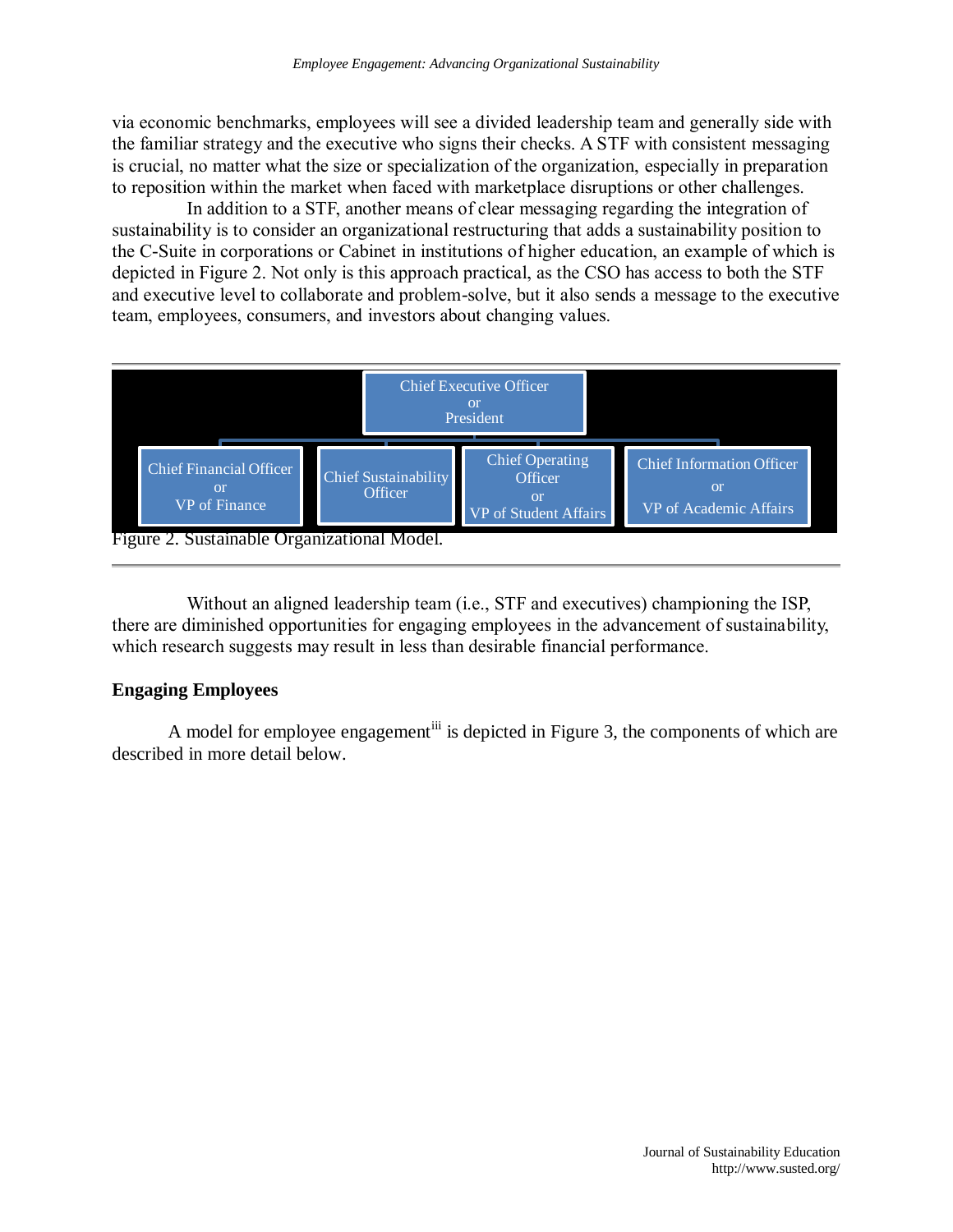via economic benchmarks, employees will see a divided leadership team and generally side with the familiar strategy and the executive who signs their checks. A STF with consistent messaging is crucial, no matter what the size or specialization of the organization, especially in preparation to reposition within the market when faced with marketplace disruptions or other challenges.

In addition to a STF, another means of clear messaging regarding the integration of sustainability is to consider an organizational restructuring that adds a sustainability position to the C-Suite in corporations or Cabinet in institutions of higher education, an example of which is depicted in Figure 2. Not only is this approach practical, as the CSO has access to both the STF and executive level to collaborate and problem-solve, but it also sends a message to the executive team, employees, consumers, and investors about changing values.

Chief Executive Officer or President

Chief Financial Officer or VP of Finance | Chief Sustainability Officer | Chief Operating Officer or VP of Student Affairs | Chief Information Officer or VP of Academic Affairs

Figure 2. Sustainable Organizational Model.

Without an aligned leadership team (i.e., STF and executives) championing the ISP, there are diminished opportunities for engaging employees in the advancement of sustainability, which research suggests may result in less than desirable financial performance.

## Engaging Employees

A model for employee engagement[iii] is depicted in Figure 3, the components of which are described in more detail below.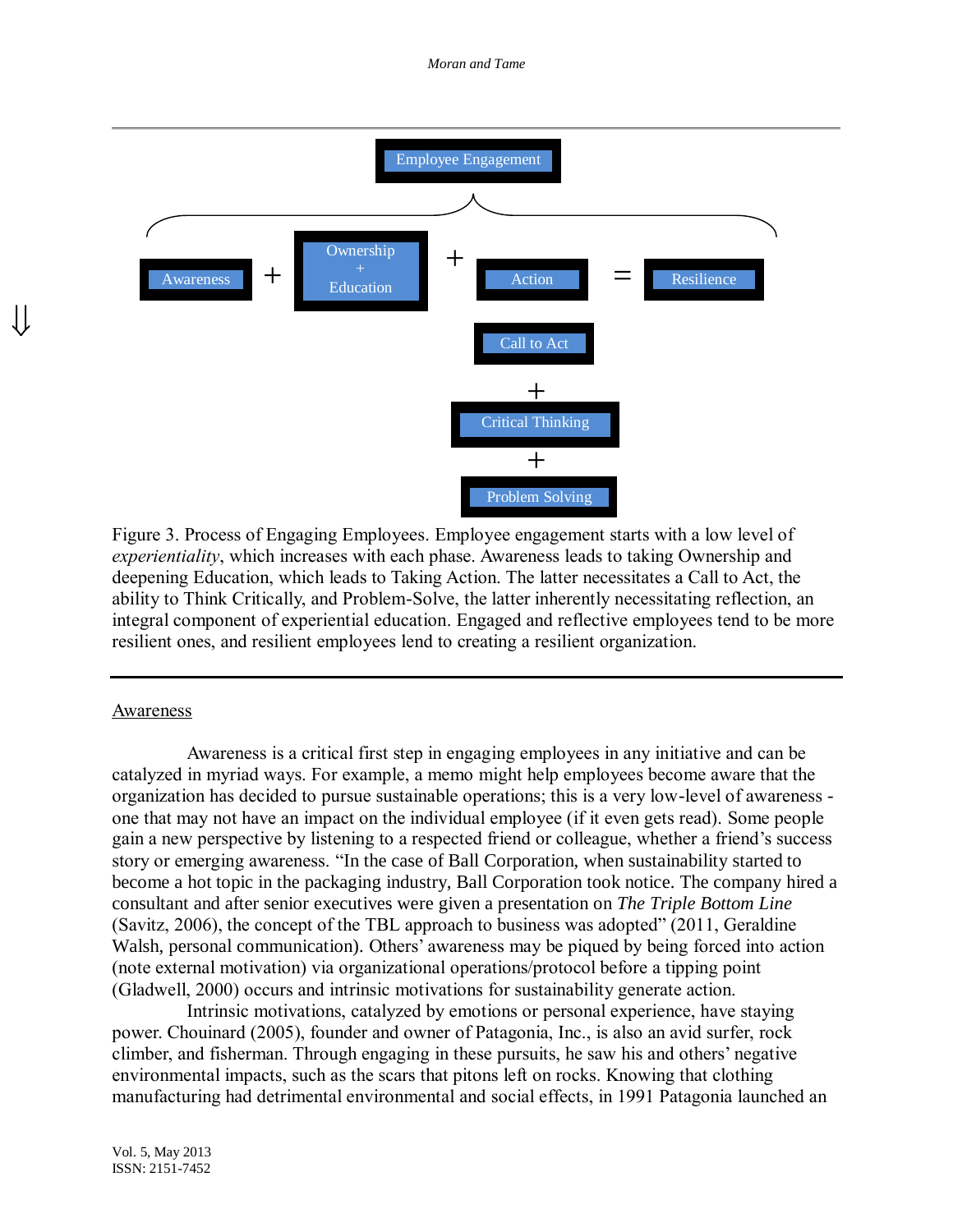Employee Engagement

Awareness + Ownership + Education + Action = Resilience

Call to Act
+
Critical Thinking
+
Problem Solving

Figure 3. Process of Engaging Employees. Employee engagement starts with a low level of *experientiality*, which increases with each phase. Awareness leads to taking Ownership and deepening Education, which leads to Taking Action. The latter necessitates a Call to Act, the ability to Think Critically, and Problem-Solve, the latter inherently necessitating reflection, an integral component of experiential education. Engaged and reflective employees tend to be more resilient ones, and resilient employees lend to creating a resilient organization.

---

Awareness

Awareness is a critical first step in engaging employees in any initiative and can be catalyzed in myriad ways. For example, a memo might help employees become aware that the organization has decided to pursue sustainable operations; this is a very low-level of awareness - one that may not have an impact on the individual employee (if it even gets read). Some people gain a new perspective by listening to a respected friend or colleague, whether a friend's success story or emerging awareness. "In the case of Ball Corporation, when sustainability started to become a hot topic in the packaging industry, Ball Corporation took notice. The company hired a consultant and after senior executives were given a presentation on *The Triple Bottom Line* (Savitz, 2006), the concept of the TBL approach to business was adopted" (2011, Geraldine Walsh, personal communication). Others' awareness may be piqued by being forced into action (note external motivation) via organizational operations/protocol before a tipping point (Gladwell, 2000) occurs and intrinsic motivations for sustainability generate action.

Intrinsic motivations, catalyzed by emotions or personal experience, have staying power. Chouinard (2005), founder and owner of Patagonia, Inc., is also an avid surfer, rock climber, and fisherman. Through engaging in these pursuits, he saw his and others' negative environmental impacts, such as the scars that pitons left on rocks. Knowing that clothing manufacturing had detrimental environmental and social effects, in 1991 Patagonia launched an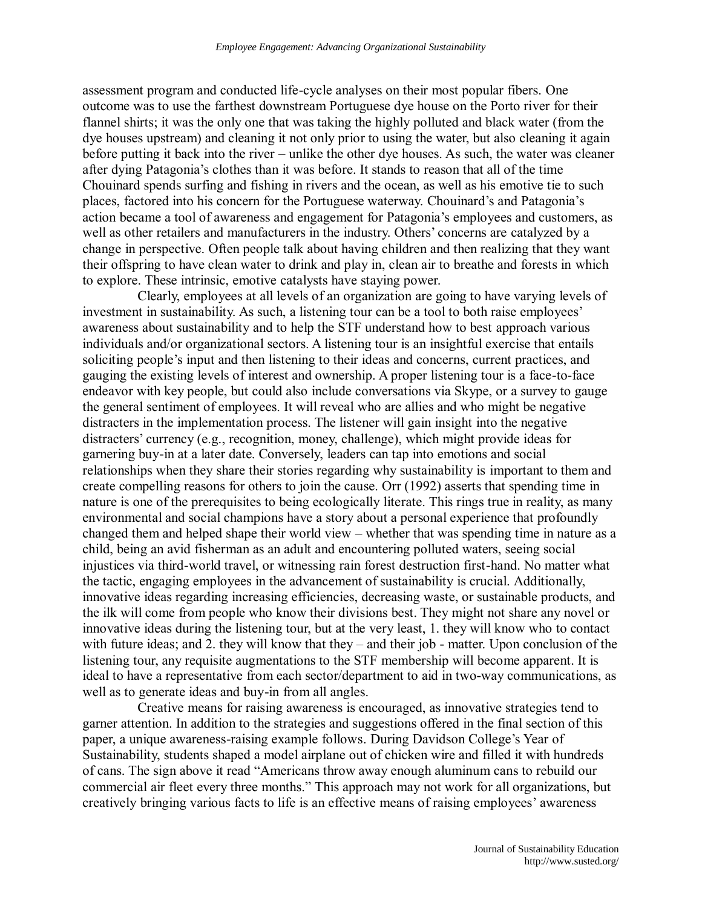assessment program and conducted life-cycle analyses on their most popular fibers. One outcome was to use the farthest downstream Portuguese dye house on the Porto river for their flannel shirts; it was the only one that was taking the highly polluted and black water (from the dye houses upstream) and cleaning it not only prior to using the water, but also cleaning it again before putting it back into the river – unlike the other dye houses. As such, the water was cleaner after dying Patagonia's clothes than it was before. It stands to reason that all of the time Chouinard spends surfing and fishing in rivers and the ocean, as well as his emotive tie to such places, factored into his concern for the Portuguese waterway. Chouinard's and Patagonia's action became a tool of awareness and engagement for Patagonia's employees and customers, as well as other retailers and manufacturers in the industry. Others' concerns are catalyzed by a change in perspective. Often people talk about having children and then realizing that they want their offspring to have clean water to drink and play in, clean air to breathe and forests in which to explore. These intrinsic, emotive catalysts have staying power.

Clearly, employees at all levels of an organization are going to have varying levels of investment in sustainability. As such, a listening tour can be a tool to both raise employees' awareness about sustainability and to help the STF understand how to best approach various individuals and/or organizational sectors. A listening tour is an insightful exercise that entails soliciting people's input and then listening to their ideas and concerns, current practices, and gauging the existing levels of interest and ownership. A proper listening tour is a face-to-face endeavor with key people, but could also include conversations via Skype, or a survey to gauge the general sentiment of employees. It will reveal who are allies and who might be negative distracters in the implementation process. The listener will gain insight into the negative distracters' currency (e.g., recognition, money, challenge), which might provide ideas for garnering buy-in at a later date. Conversely, leaders can tap into emotions and social relationships when they share their stories regarding why sustainability is important to them and create compelling reasons for others to join the cause. Orr (1992) asserts that spending time in nature is one of the prerequisites to being ecologically literate. This rings true in reality, as many environmental and social champions have a story about a personal experience that profoundly changed them and helped shape their world view – whether that was spending time in nature as a child, being an avid fisherman as an adult and encountering polluted waters, seeing social injustices via third-world travel, or witnessing rain forest destruction first-hand. No matter what the tactic, engaging employees in the advancement of sustainability is crucial. Additionally, innovative ideas regarding increasing efficiencies, decreasing waste, or sustainable products, and the ilk will come from people who know their divisions best. They might not share any novel or innovative ideas during the listening tour, but at the very least, 1. they will know who to contact with future ideas; and 2. they will know that they – and their job - matter. Upon conclusion of the listening tour, any requisite augmentations to the STF membership will become apparent. It is ideal to have a representative from each sector/department to aid in two-way communications, as well as to generate ideas and buy-in from all angles.

Creative means for raising awareness is encouraged, as innovative strategies tend to garner attention. In addition to the strategies and suggestions offered in the final section of this paper, a unique awareness-raising example follows. During Davidson College's Year of Sustainability, students shaped a model airplane out of chicken wire and filled it with hundreds of cans. The sign above it read "Americans throw away enough aluminum cans to rebuild our commercial air fleet every three months." This approach may not work for all organizations, but creatively bringing various facts to life is an effective means of raising employees' awareness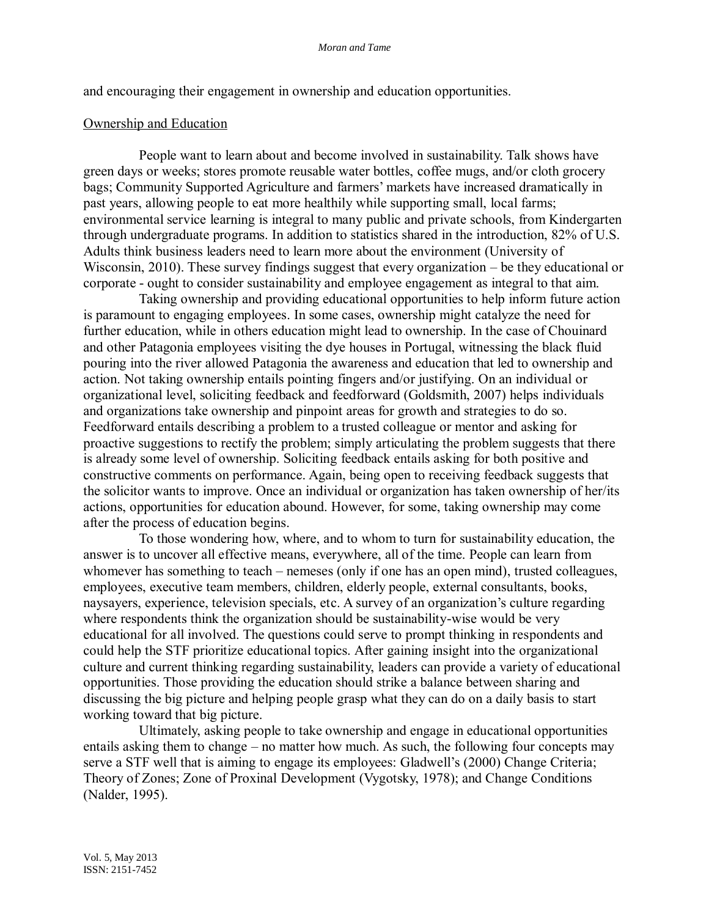and encouraging their engagement in ownership and education opportunities.

## Ownership and Education

People want to learn about and become involved in sustainability. Talk shows have green days or weeks; stores promote reusable water bottles, coffee mugs, and/or cloth grocery bags; Community Supported Agriculture and farmers' markets have increased dramatically in past years, allowing people to eat more healthily while supporting small, local farms; environmental service learning is integral to many public and private schools, from Kindergarten through undergraduate programs. In addition to statistics shared in the introduction, 82% of U.S. Adults think business leaders need to learn more about the environment (University of Wisconsin, 2010). These survey findings suggest that every organization – be they educational or corporate - ought to consider sustainability and employee engagement as integral to that aim.

Taking ownership and providing educational opportunities to help inform future action is paramount to engaging employees. In some cases, ownership might catalyze the need for further education, while in others education might lead to ownership. In the case of Chouinard and other Patagonia employees visiting the dye houses in Portugal, witnessing the black fluid pouring into the river allowed Patagonia the awareness and education that led to ownership and action. Not taking ownership entails pointing fingers and/or justifying. On an individual or organizational level, soliciting feedback and feedforward (Goldsmith, 2007) helps individuals and organizations take ownership and pinpoint areas for growth and strategies to do so. Feedforward entails describing a problem to a trusted colleague or mentor and asking for proactive suggestions to rectify the problem; simply articulating the problem suggests that there is already some level of ownership. Soliciting feedback entails asking for both positive and constructive comments on performance. Again, being open to receiving feedback suggests that the solicitor wants to improve. Once an individual or organization has taken ownership of her/its actions, opportunities for education abound. However, for some, taking ownership may come after the process of education begins.

To those wondering how, where, and to whom to turn for sustainability education, the answer is to uncover all effective means, everywhere, all of the time. People can learn from whomever has something to teach – nemeses (only if one has an open mind), trusted colleagues, employees, executive team members, children, elderly people, external consultants, books, naysayers, experience, television specials, etc. A survey of an organization's culture regarding where respondents think the organization should be sustainability-wise would be very educational for all involved. The questions could serve to prompt thinking in respondents and could help the STF prioritize educational topics. After gaining insight into the organizational culture and current thinking regarding sustainability, leaders can provide a variety of educational opportunities. Those providing the education should strike a balance between sharing and discussing the big picture and helping people grasp what they can do on a daily basis to start working toward that big picture.

Ultimately, asking people to take ownership and engage in educational opportunities entails asking them to change – no matter how much. As such, the following four concepts may serve a STF well that is aiming to engage its employees: Gladwell's (2000) Change Criteria; Theory of Zones; Zone of Proximal Development (Vygotsky, 1978); and Change Conditions (Nalder, 1995).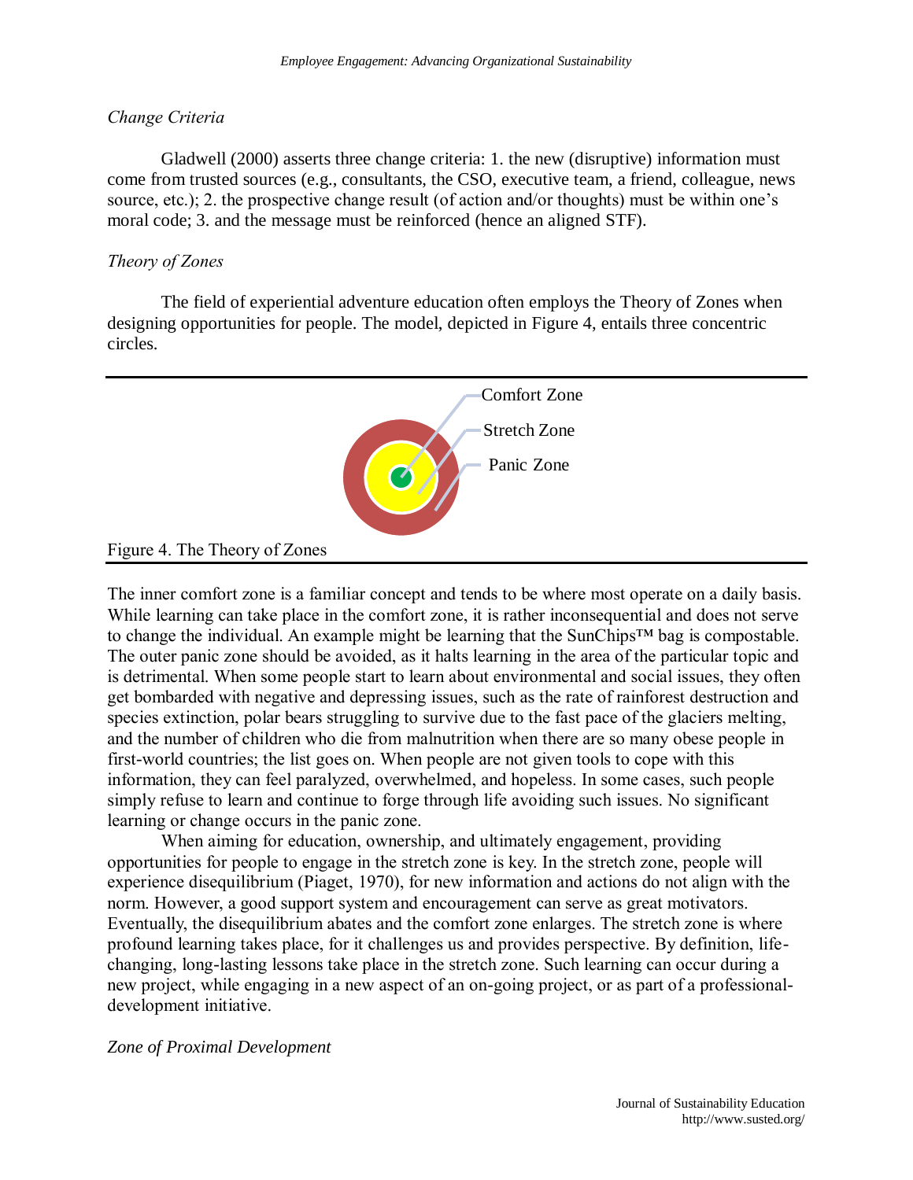*Change Criteria*

Gladwell (2000) asserts three change criteria: 1. the new (disruptive) information must come from trusted sources (e.g., consultants, the CSO, executive team, a friend, colleague, news source, etc.); 2. the prospective change result (of action and/or thoughts) must be within one's moral code; 3. and the message must be reinforced (hence an aligned STF).

*Theory of Zones*

The field of experiential adventure education often employs the Theory of Zones when designing opportunities for people. The model, depicted in Figure 4, entails three concentric circles.

Comfort Zone

Stretch Zone

Panic Zone

Figure 4. The Theory of Zones

The inner comfort zone is a familiar concept and tends to be where most operate on a daily basis. While learning can take place in the comfort zone, it is rather inconsequential and does not serve to change the individual. An example might be learning that the SunChips™ bag is compostable. The outer panic zone should be avoided, as it halts learning in the area of the particular topic and is detrimental. When some people start to learn about environmental and social issues, they often get bombarded with negative and depressing issues, such as the rate of rainforest destruction and species extinction, polar bears struggling to survive due to the fast pace of the glaciers melting, and the number of children who die from malnutrition when there are so many obese people in first-world countries; the list goes on. When people are not given tools to cope with this information, they can feel paralyzed, overwhelmed, and hopeless. In some cases, such people simply refuse to learn and continue to forge through life avoiding such issues. No significant learning or change occurs in the panic zone.

When aiming for education, ownership, and ultimately engagement, providing opportunities for people to engage in the stretch zone is key. In the stretch zone, people will experience disequilibrium (Piaget, 1970), for new information and actions do not align with the norm. However, a good support system and encouragement can serve as great motivators. Eventually, the disequilibrium abates and the comfort zone enlarges. The stretch zone is where profound learning takes place, for it challenges us and provides perspective. By definition, life-changing, long-lasting lessons take place in the stretch zone. Such learning can occur during a new project, while engaging in a new aspect of an on-going project, or as part of a professional-development initiative.

*Zone of Proximal Development*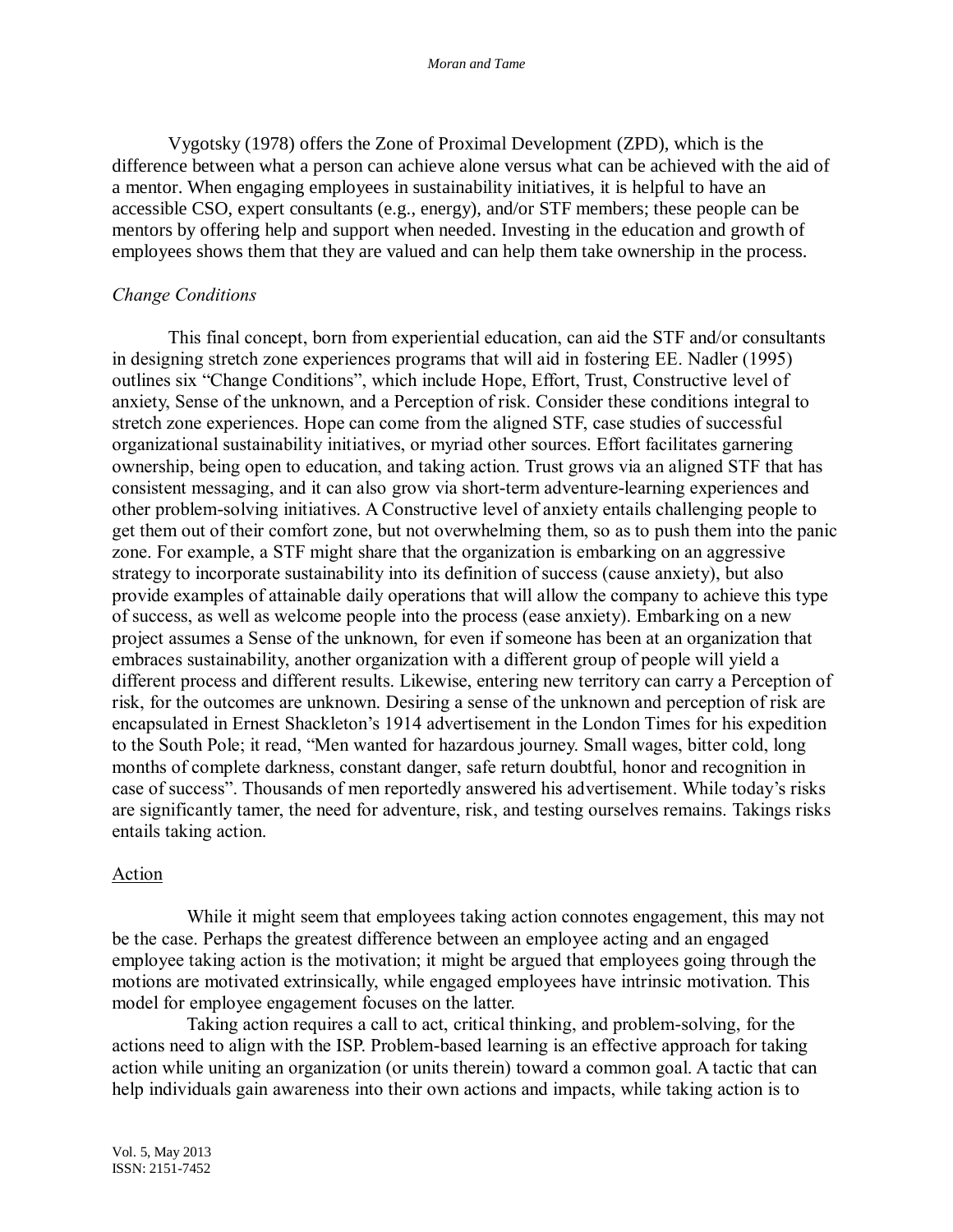Vygotsky (1978) offers the Zone of Proximal Development (ZPD), which is the difference between what a person can achieve alone versus what can be achieved with the aid of a mentor. When engaging employees in sustainability initiatives, it is helpful to have an accessible CSO, expert consultants (e.g., energy), and/or STF members; these people can be mentors by offering help and support when needed. Investing in the education and growth of employees shows them that they are valued and can help them take ownership in the process.

*Change Conditions*

This final concept, born from experiential education, can aid the STF and/or consultants in designing stretch zone experiences programs that will aid in fostering EE. Nadler (1995) outlines six "Change Conditions", which include Hope, Effort, Trust, Constructive level of anxiety, Sense of the unknown, and a Perception of risk. Consider these conditions integral to stretch zone experiences. Hope can come from the aligned STF, case studies of successful organizational sustainability initiatives, or myriad other sources. Effort facilitates garnering ownership, being open to education, and taking action. Trust grows via an aligned STF that has consistent messaging, and it can also grow via short-term adventure-learning experiences and other problem-solving initiatives. A Constructive level of anxiety entails challenging people to get them out of their comfort zone, but not overwhelming them, so as to push them into the panic zone. For example, a STF might share that the organization is embarking on an aggressive strategy to incorporate sustainability into its definition of success (cause anxiety), but also provide examples of attainable daily operations that will allow the company to achieve this type of success, as well as welcome people into the process (ease anxiety). Embarking on a new project assumes a Sense of the unknown, for even if someone has been at an organization that embraces sustainability, another organization with a different group of people will yield a different process and different results. Likewise, entering new territory can carry a Perception of risk, for the outcomes are unknown. Desiring a sense of the unknown and perception of risk are encapsulated in Ernest Shackleton's 1914 advertisement in the London Times for his expedition to the South Pole; it read, "Men wanted for hazardous journey. Small wages, bitter cold, long months of complete darkness, constant danger, safe return doubtful, honor and recognition in case of success". Thousands of men reportedly answered his advertisement. While today's risks are significantly tamer, the need for adventure, risk, and testing ourselves remains. Takings risks entails taking action.

<u>Action</u>

While it might seem that employees taking action connotes engagement, this may not be the case. Perhaps the greatest difference between an employee acting and an engaged employee taking action is the motivation; it might be argued that employees going through the motions are motivated extrinsically, while engaged employees have intrinsic motivation. This model for employee engagement focuses on the latter.

Taking action requires a call to act, critical thinking, and problem-solving, for the actions need to align with the ISP. Problem-based learning is an effective approach for taking action while uniting an organization (or units therein) toward a common goal. A tactic that can help individuals gain awareness into their own actions and impacts, while taking action is to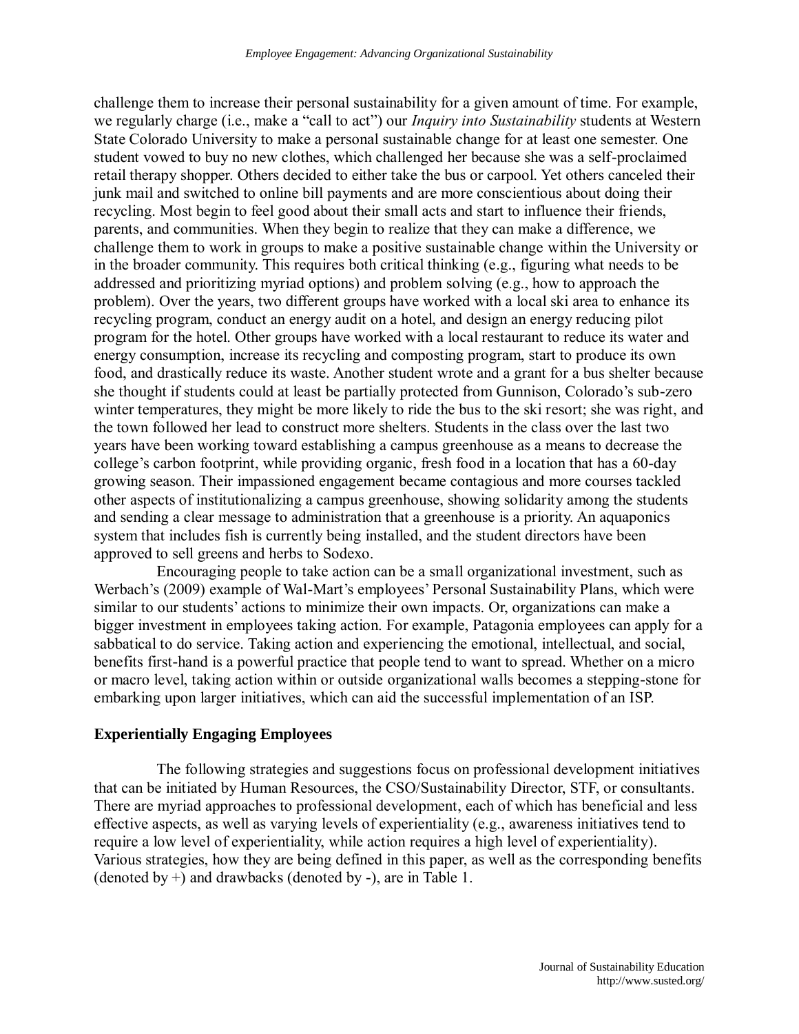challenge them to increase their personal sustainability for a given amount of time. For example, we regularly charge (i.e., make a "call to act") our *Inquiry into Sustainability* students at Western State Colorado University to make a personal sustainable change for at least one semester. One student vowed to buy no new clothes, which challenged her because she was a self-proclaimed retail therapy shopper. Others decided to either take the bus or carpool. Yet others canceled their junk mail and switched to online bill payments and are more conscientious about doing their recycling. Most begin to feel good about their small acts and start to influence their friends, parents, and communities. When they begin to realize that they can make a difference, we challenge them to work in groups to make a positive sustainable change within the University or in the broader community. This requires both critical thinking (e.g., figuring what needs to be addressed and prioritizing myriad options) and problem solving (e.g., how to approach the problem). Over the years, two different groups have worked with a local ski area to enhance its recycling program, conduct an energy audit on a hotel, and design an energy reducing pilot program for the hotel. Other groups have worked with a local restaurant to reduce its water and energy consumption, increase its recycling and composting program, start to produce its own food, and drastically reduce its waste. Another student wrote and a grant for a bus shelter because she thought if students could at least be partially protected from Gunnison, Colorado's sub-zero winter temperatures, they might be more likely to ride the bus to the ski resort; she was right, and the town followed her lead to construct more shelters. Students in the class over the last two years have been working toward establishing a campus greenhouse as a means to decrease the college's carbon footprint, while providing organic, fresh food in a location that has a 60-day growing season. Their impassioned engagement became contagious and more courses tackled other aspects of institutionalizing a campus greenhouse, showing solidarity among the students and sending a clear message to administration that a greenhouse is a priority. An aquaponics system that includes fish is currently being installed, and the student directors have been approved to sell greens and herbs to Sodexo.

Encouraging people to take action can be a small organizational investment, such as Werbach's (2009) example of Wal-Mart's employees' Personal Sustainability Plans, which were similar to our students' actions to minimize their own impacts. Or, organizations can make a bigger investment in employees taking action. For example, Patagonia employees can apply for a sabbatical to do service. Taking action and experiencing the emotional, intellectual, and social, benefits first-hand is a powerful practice that people tend to want to spread. Whether on a micro or macro level, taking action within or outside organizational walls becomes a stepping-stone for embarking upon larger initiatives, which can aid the successful implementation of an ISP.

## Experientially Engaging Employees

The following strategies and suggestions focus on professional development initiatives that can be initiated by Human Resources, the CSO/Sustainability Director, STF, or consultants. There are myriad approaches to professional development, each of which has beneficial and less effective aspects, as well as varying levels of experientiality (e.g., awareness initiatives tend to require a low level of experientiality, while action requires a high level of experientiality). Various strategies, how they are being defined in this paper, as well as the corresponding benefits (denoted by +) and drawbacks (denoted by -), are in Table 1.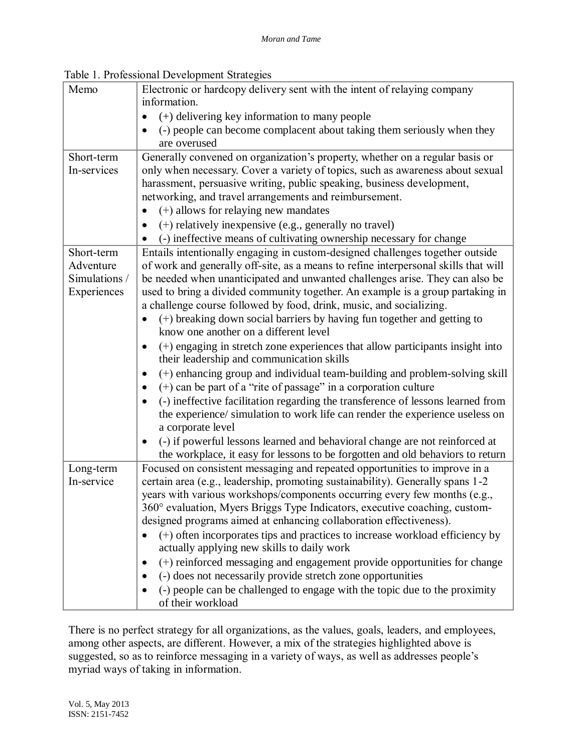Table 1. Professional Development Strategies

| | |
|---|---|
| Memo | Electronic or hardcopy delivery sent with the intent of relaying company information.<br>• (+) delivering key information to many people<br>• (-) people can become complacent about taking them seriously when they are overused |
| Short-term In-services | Generally convened on organization's property, whether on a regular basis or only when necessary. Cover a variety of topics, such as awareness about sexual harassment, persuasive writing, public speaking, business development, networking, and travel arrangements and reimbursement.<br>• (+) allows for relaying new mandates<br>• (+) relatively inexpensive (e.g., generally no travel)<br>• (-) ineffective means of cultivating ownership necessary for change |
| Short-term Adventure Simulations / Experiences | Entails intentionally engaging in custom-designed challenges together outside of work and generally off-site, as a means to refine interpersonal skills that will be needed when unanticipated and unwanted challenges arise. They can also be used to bring a divided community together. An example is a group partaking in a challenge course followed by food, drink, music, and socializing.<br>• (+) breaking down social barriers by having fun together and getting to know one another on a different level<br>• (+) engaging in stretch zone experiences that allow participants insight into their leadership and communication skills<br>• (+) enhancing group and individual team-building and problem-solving skill<br>• (+) can be part of a "rite of passage" in a corporation culture<br>• (-) ineffective facilitation regarding the transference of lessons learned from the experience/ simulation to work life can render the experience useless on a corporate level<br>• (-) if powerful lessons learned and behavioral change are not reinforced at the workplace, it easy for lessons to be forgotten and old behaviors to return |
| Long-term In-service | Focused on consistent messaging and repeated opportunities to improve in a certain area (e.g., leadership, promoting sustainability). Generally spans 1-2 years with various workshops/components occurring every few months (e.g., 360° evaluation, Myers Briggs Type Indicators, executive coaching, custom-designed programs aimed at enhancing collaboration effectiveness).<br>• (+) often incorporates tips and practices to increase workload efficiency by actually applying new skills to daily work<br>• (+) reinforced messaging and engagement provide opportunities for change<br>• (-) does not necessarily provide stretch zone opportunities<br>• (-) people can be challenged to engage with the topic due to the proximity of their workload |

There is no perfect strategy for all organizations, as the values, goals, leaders, and employees, among other aspects, are different. However, a mix of the strategies highlighted above is suggested, so as to reinforce messaging in a variety of ways, as well as addresses people's myriad ways of taking in information.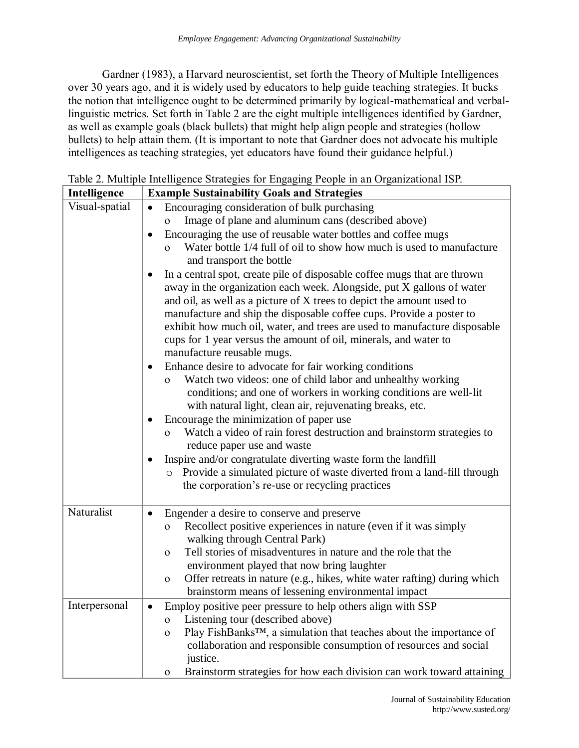Gardner (1983), a Harvard neuroscientist, set forth the Theory of Multiple Intelligences over 30 years ago, and it is widely used by educators to help guide teaching strategies. It bucks the notion that intelligence ought to be determined primarily by logical-mathematical and verbal-linguistic metrics. Set forth in Table 2 are the eight multiple intelligences identified by Gardner, as well as example goals (black bullets) that might help align people and strategies (hollow bullets) to help attain them. (It is important to note that Gardner does not advocate his multiple intelligences as teaching strategies, yet educators have found their guidance helpful.)

Table 2. Multiple Intelligence Strategies for Engaging People in an Organizational ISP.

| Intelligence | Example Sustainability Goals and Strategies |
|---|---|
| Visual-spatial | • Encouraging consideration of bulk purchasing<br>  o Image of plane and aluminum cans (described above)<br>• Encouraging the use of reusable water bottles and coffee mugs<br>  o Water bottle 1/4 full of oil to show how much is used to manufacture and transport the bottle<br>• In a central spot, create pile of disposable coffee mugs that are thrown away in the organization each week. Alongside, put X gallons of water and oil, as well as a picture of X trees to depict the amount used to manufacture and ship the disposable coffee cups. Provide a poster to exhibit how much oil, water, and trees are used to manufacture disposable cups for 1 year versus the amount of oil, minerals, and water to manufacture reusable mugs.<br>• Enhance desire to advocate for fair working conditions<br>  o Watch two videos: one of child labor and unhealthy working conditions; and one of workers in working conditions are well-lit with natural light, clean air, rejuvenating breaks, etc.<br>• Encourage the minimization of paper use<br>  o Watch a video of rain forest destruction and brainstorm strategies to reduce paper use and waste<br>• Inspire and/or congratulate diverting waste form the landfill<br>  o Provide a simulated picture of waste diverted from a land-fill through the corporation's re-use or recycling practices |
| Naturalist | • Engender a desire to conserve and preserve<br>  o Recollect positive experiences in nature (even if it was simply walking through Central Park)<br>  o Tell stories of misadventures in nature and the role that the environment played that now bring laughter<br>  o Offer retreats in nature (e.g., hikes, white water rafting) during which brainstorm means of lessening environmental impact |
| Interpersonal | • Employ positive peer pressure to help others align with SSP<br>  o Listening tour (described above)<br>  o Play FishBanks™, a simulation that teaches about the importance of collaboration and responsible consumption of resources and social justice.<br>  o Brainstorm strategies for how each division can work toward attaining |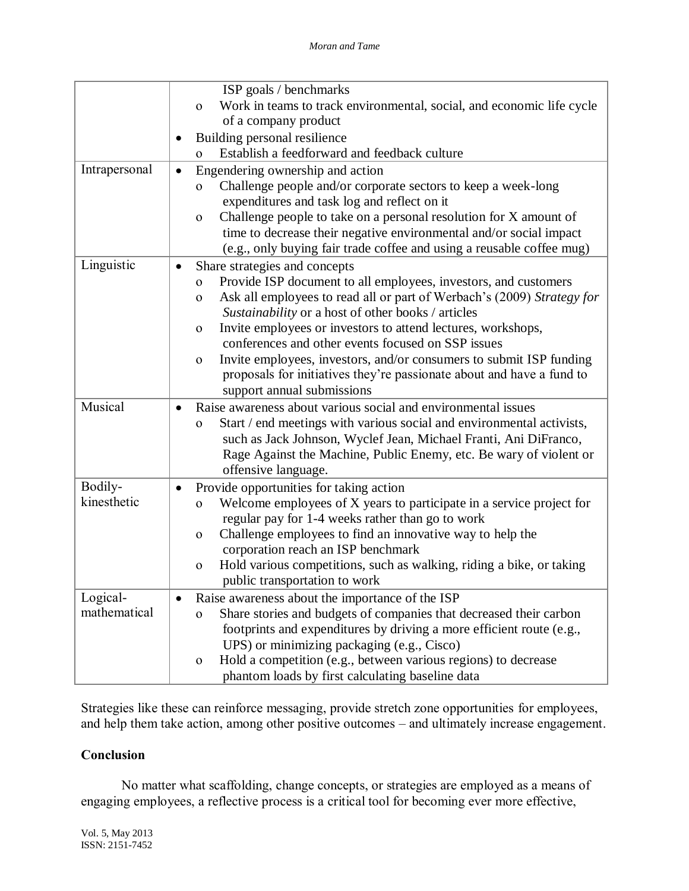| | |
|---|---|
| | ISP goals / benchmarks<br>o Work in teams to track environmental, social, and economic life cycle of a company product<br>• Building personal resilience<br>o Establish a feedforward and feedback culture |
| Intrapersonal | • Engendering ownership and action<br>o Challenge people and/or corporate sectors to keep a week-long expenditures and task log and reflect on it<br>o Challenge people to take on a personal resolution for X amount of time to decrease their negative environmental and/or social impact (e.g., only buying fair trade coffee and using a reusable coffee mug) |
| Linguistic | • Share strategies and concepts<br>o Provide ISP document to all employees, investors, and customers<br>o Ask all employees to read all or part of Werbach's (2009) *Strategy for Sustainability* or a host of other books / articles<br>o Invite employees or investors to attend lectures, workshops, conferences and other events focused on SSP issues<br>o Invite employees, investors, and/or consumers to submit ISP funding proposals for initiatives they're passionate about and have a fund to support annual submissions |
| Musical | • Raise awareness about various social and environmental issues<br>o Start / end meetings with various social and environmental activists, such as Jack Johnson, Wyclef Jean, Michael Franti, Ani DiFranco, Rage Against the Machine, Public Enemy, etc. Be wary of violent or offensive language. |
| Bodily-kinesthetic | • Provide opportunities for taking action<br>o Welcome employees of X years to participate in a service project for regular pay for 1-4 weeks rather than go to work<br>o Challenge employees to find an innovative way to help the corporation reach an ISP benchmark<br>o Hold various competitions, such as walking, riding a bike, or taking public transportation to work |
| Logical-mathematical | • Raise awareness about the importance of the ISP<br>o Share stories and budgets of companies that decreased their carbon footprints and expenditures by driving a more efficient route (e.g., UPS) or minimizing packaging (e.g., Cisco)<br>o Hold a competition (e.g., between various regions) to decrease phantom loads by first calculating baseline data |

Strategies like these can reinforce messaging, provide stretch zone opportunities for employees, and help them take action, among other positive outcomes – and ultimately increase engagement.

## Conclusion

No matter what scaffolding, change concepts, or strategies are employed as a means of engaging employees, a reflective process is a critical tool for becoming ever more effective,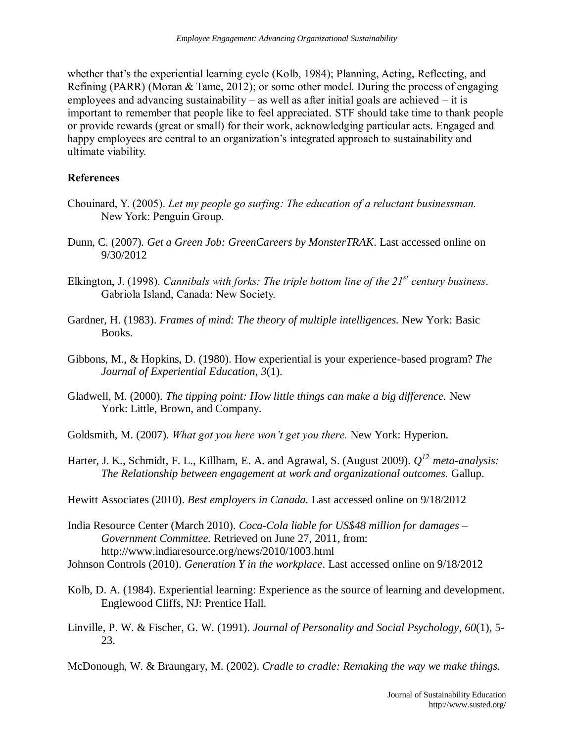whether that's the experiential learning cycle (Kolb, 1984); Planning, Acting, Reflecting, and Refining (PARR) (Moran & Tame, 2012); or some other model. During the process of engaging employees and advancing sustainability – as well as after initial goals are achieved – it is important to remember that people like to feel appreciated. STF should take time to thank people or provide rewards (great or small) for their work, acknowledging particular acts. Engaged and happy employees are central to an organization's integrated approach to sustainability and ultimate viability.

**References**

Chouinard, Y. (2005). *Let my people go surfing: The education of a reluctant businessman.* New York: Penguin Group.

Dunn, C. (2007). *Get a Green Job: GreenCareers by MonsterTRAK*. Last accessed online on 9/30/2012

Elkington, J. (1998). *Cannibals with forks: The triple bottom line of the 21st century business*. Gabriola Island, Canada: New Society.

Gardner, H. (1983). *Frames of mind: The theory of multiple intelligences.* New York: Basic Books.

Gibbons, M., & Hopkins, D. (1980). How experiential is your experience-based program? *The Journal of Experiential Education, 3*(1).

Gladwell, M. (2000). *The tipping point: How little things can make a big difference.* New York: Little, Brown, and Company.

Goldsmith, M. (2007). *What got you here won't get you there.* New York: Hyperion.

Harter, J. K., Schmidt, F. L., Killham, E. A. and Agrawal, S. (August 2009). *$Q^{12}$ meta-analysis: The Relationship between engagement at work and organizational outcomes.* Gallup.

Hewitt Associates (2010). *Best employers in Canada.* Last accessed online on 9/18/2012

India Resource Center (March 2010). *Coca-Cola liable for US$48 million for damages – Government Committee.* Retrieved on June 27, 2011, from: http://www.indiaresource.org/news/2010/1003.html

Johnson Controls (2010). *Generation Y in the workplace*. Last accessed online on 9/18/2012

Kolb, D. A. (1984). Experiential learning: Experience as the source of learning and development. Englewood Cliffs, NJ: Prentice Hall.

Linville, P. W. & Fischer, G. W. (1991). *Journal of Personality and Social Psychology*, *60*(1), 5-23.

McDonough, W. & Braungary, M. (2002). *Cradle to cradle: Remaking the way we make things.*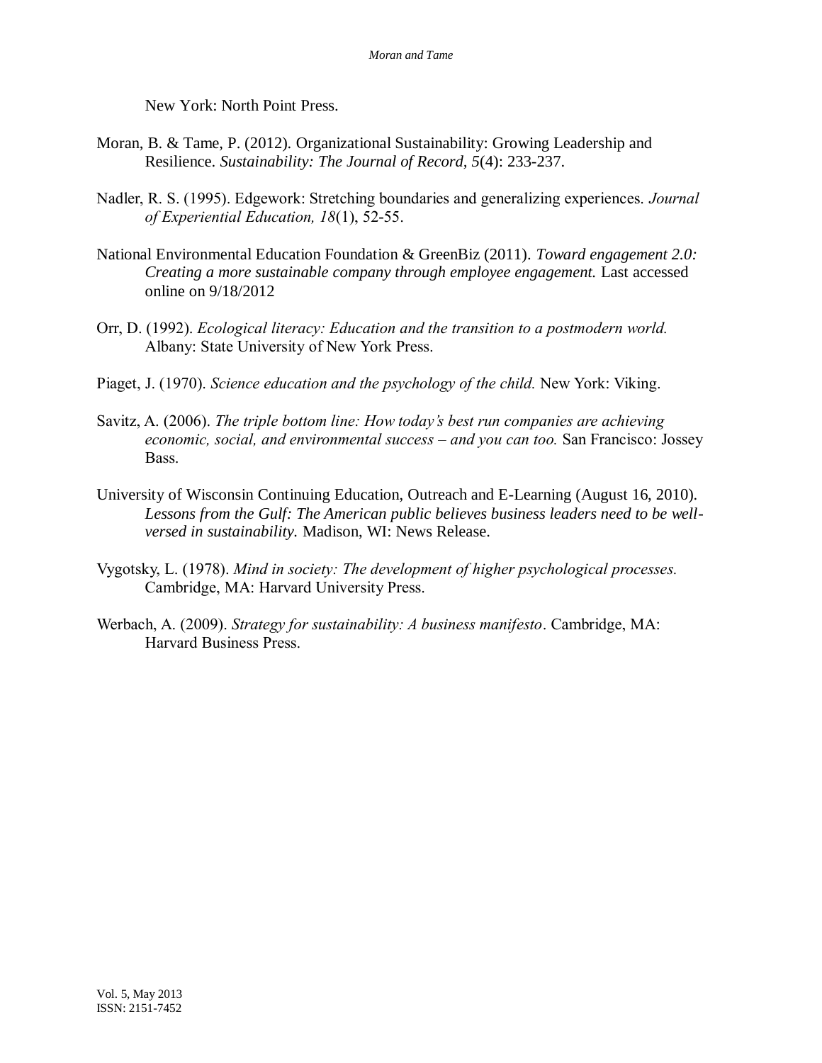New York: North Point Press.

Moran, B. & Tame, P. (2012). Organizational Sustainability: Growing Leadership and Resilience. *Sustainability: The Journal of Record, 5*(4): 233-237.

Nadler, R. S. (1995). Edgework: Stretching boundaries and generalizing experiences. *Journal of Experiential Education, 18*(1), 52-55.

National Environmental Education Foundation & GreenBiz (2011). *Toward engagement 2.0: Creating a more sustainable company through employee engagement.* Last accessed online on 9/18/2012

Orr, D. (1992). *Ecological literacy: Education and the transition to a postmodern world.* Albany: State University of New York Press.

Piaget, J. (1970). *Science education and the psychology of the child.* New York: Viking.

Savitz, A. (2006). *The triple bottom line: How today's best run companies are achieving economic, social, and environmental success – and you can too.* San Francisco: Jossey Bass.

University of Wisconsin Continuing Education, Outreach and E-Learning (August 16, 2010). *Lessons from the Gulf: The American public believes business leaders need to be well-versed in sustainability.* Madison, WI: News Release.

Vygotsky, L. (1978). *Mind in society: The development of higher psychological processes.* Cambridge, MA: Harvard University Press.

Werbach, A. (2009). *Strategy for sustainability: A business manifesto*. Cambridge, MA: Harvard Business Press.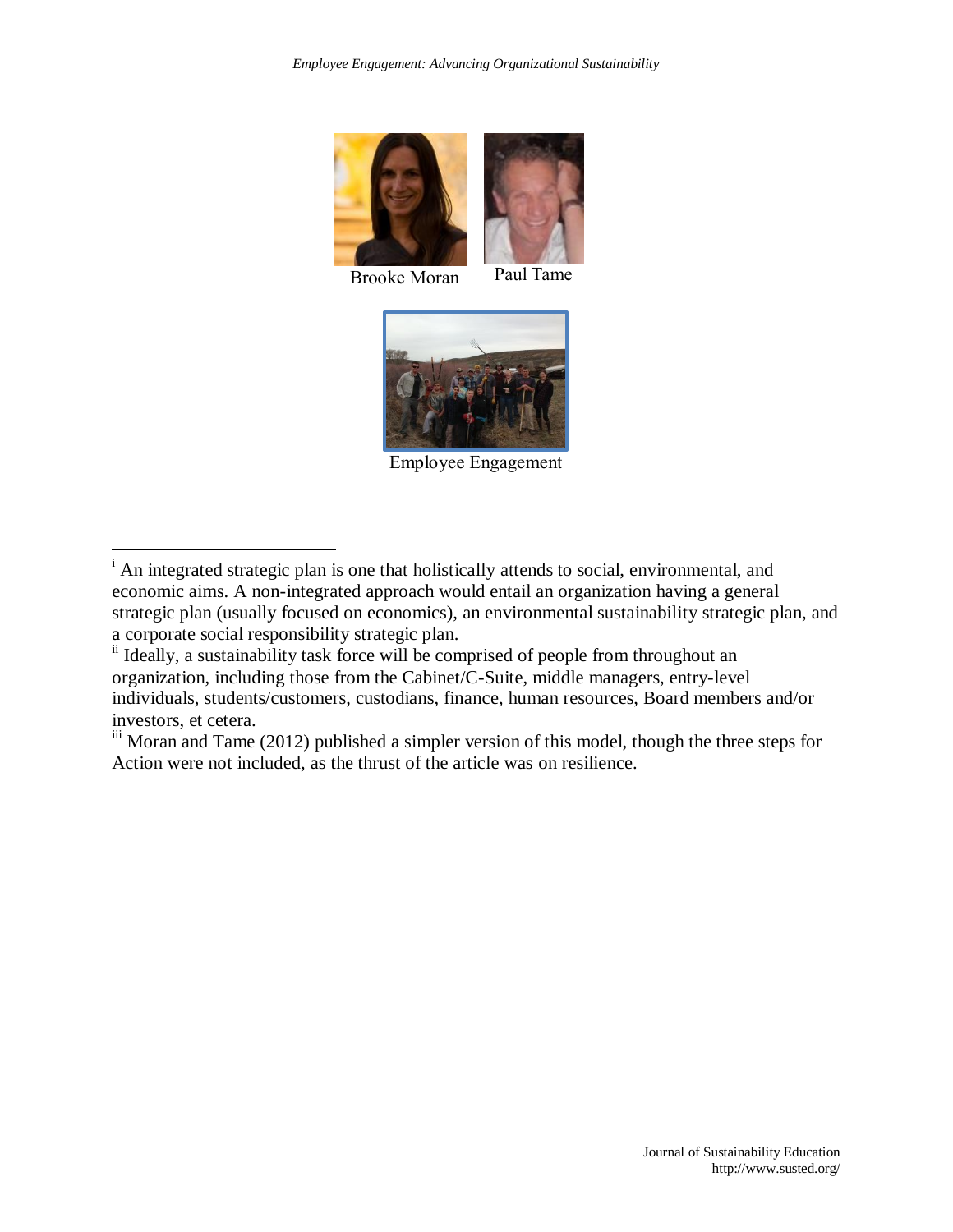Brooke Moran

Paul Tame

Employee Engagement

---

[i] An integrated strategic plan is one that holistically attends to social, environmental, and economic aims. A non-integrated approach would entail an organization having a general strategic plan (usually focused on economics), an environmental sustainability strategic plan, and a corporate social responsibility strategic plan.

[ii] Ideally, a sustainability task force will be comprised of people from throughout an organization, including those from the Cabinet/C-Suite, middle managers, entry-level individuals, students/customers, custodians, finance, human resources, Board members and/or investors, et cetera.

[iii] Moran and Tame (2012) published a simpler version of this model, though the three steps for Action were not included, as the thrust of the article was on resilience.